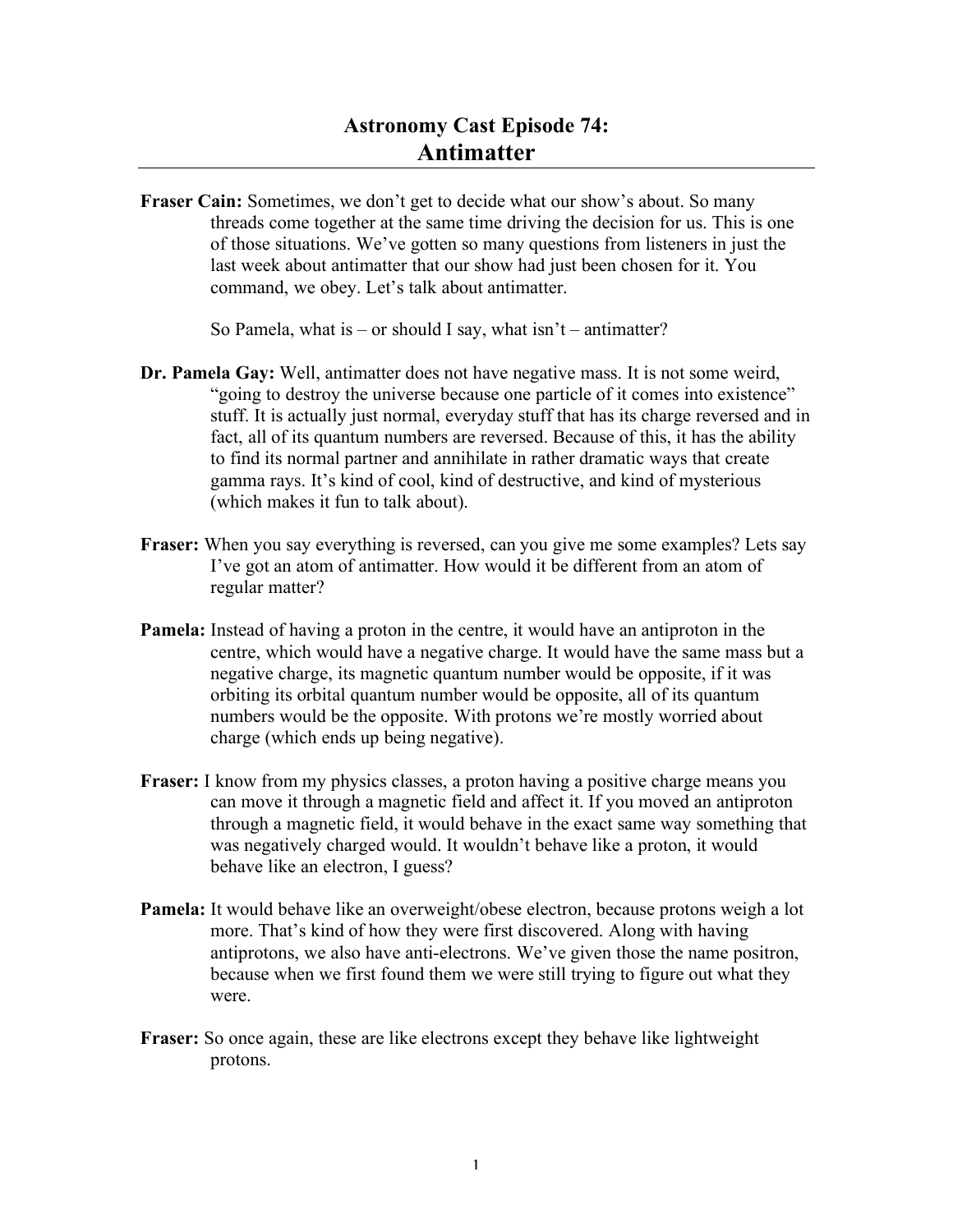# Astronomy Cast Episode 74: Antimatter

**Fraser Cain:** Sometimes, we don't get to decide what our show's about. So many threads come together at the same time driving the decision for us. This is one of those situations. We've gotten so many questions from listeners in just the last week about antimatter that our show had just been chosen for it. You command, we obey. Let's talk about antimatter.

So Pamela, what is – or should I say, what isn't – antimatter?

**Dr. Pamela Gay:** Well, antimatter does not have negative mass. It is not some weird, "going to destroy the universe because one particle of it comes into existence" stuff. It is actually just normal, everyday stuff that has its charge reversed and in fact, all of its quantum numbers are reversed. Because of this, it has the ability to find its normal partner and annihilate in rather dramatic ways that create gamma rays. It's kind of cool, kind of destructive, and kind of mysterious (which makes it fun to talk about).

**Fraser:** When you say everything is reversed, can you give me some examples? Lets say I've got an atom of antimatter. How would it be different from an atom of regular matter?

**Pamela:** Instead of having a proton in the centre, it would have an antiproton in the centre, which would have a negative charge. It would have the same mass but a negative charge, its magnetic quantum number would be opposite, if it was orbiting its orbital quantum number would be opposite, all of its quantum numbers would be the opposite. With protons we're mostly worried about charge (which ends up being negative).

**Fraser:** I know from my physics classes, a proton having a positive charge means you can move it through a magnetic field and affect it. If you moved an antiproton through a magnetic field, it would behave in the exact same way something that was negatively charged would. It wouldn't behave like a proton, it would behave like an electron, I guess?

**Pamela:** It would behave like an overweight/obese electron, because protons weigh a lot more. That's kind of how they were first discovered. Along with having antiprotons, we also have anti-electrons. We've given those the name positron, because when we first found them we were still trying to figure out what they were.

**Fraser:** So once again, these are like electrons except they behave like lightweight protons.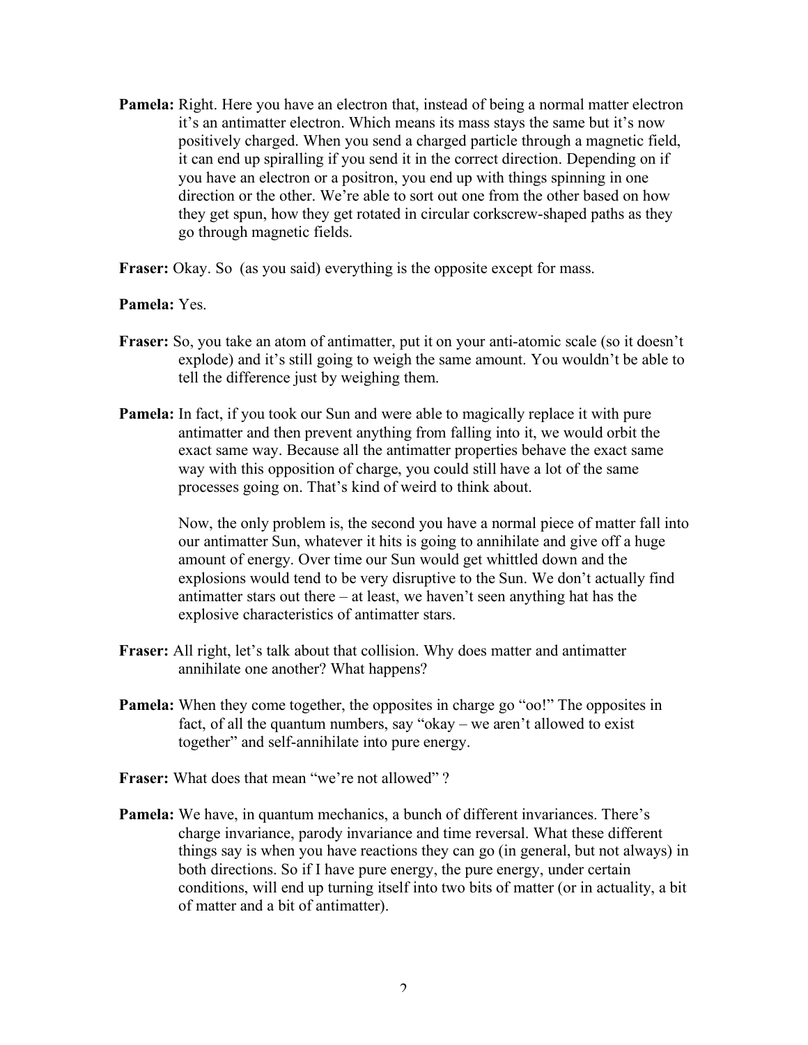**Pamela:** Right. Here you have an electron that, instead of being a normal matter electron it's an antimatter electron. Which means its mass stays the same but it's now positively charged. When you send a charged particle through a magnetic field, it can end up spiralling if you send it in the correct direction. Depending on if you have an electron or a positron, you end up with things spinning in one direction or the other. We're able to sort out one from the other based on how they get spun, how they get rotated in circular corkscrew-shaped paths as they go through magnetic fields.

**Fraser:** Okay. So (as you said) everything is the opposite except for mass.

**Pamela:** Yes.

**Fraser:** So, you take an atom of antimatter, put it on your anti-atomic scale (so it doesn't explode) and it's still going to weigh the same amount. You wouldn't be able to tell the difference just by weighing them.

**Pamela:** In fact, if you took our Sun and were able to magically replace it with pure antimatter and then prevent anything from falling into it, we would orbit the exact same way. Because all the antimatter properties behave the exact same way with this opposition of charge, you could still have a lot of the same processes going on. That's kind of weird to think about.

Now, the only problem is, the second you have a normal piece of matter fall into our antimatter Sun, whatever it hits is going to annihilate and give off a huge amount of energy. Over time our Sun would get whittled down and the explosions would tend to be very disruptive to the Sun. We don't actually find antimatter stars out there – at least, we haven't seen anything hat has the explosive characteristics of antimatter stars.

**Fraser:** All right, let's talk about that collision. Why does matter and antimatter annihilate one another? What happens?

**Pamela:** When they come together, the opposites in charge go "oo!" The opposites in fact, of all the quantum numbers, say "okay – we aren't allowed to exist together" and self-annihilate into pure energy.

**Fraser:** What does that mean "we're not allowed" ?

**Pamela:** We have, in quantum mechanics, a bunch of different invariances. There's charge invariance, parody invariance and time reversal. What these different things say is when you have reactions they can go (in general, but not always) in both directions. So if I have pure energy, the pure energy, under certain conditions, will end up turning itself into two bits of matter (or in actuality, a bit of matter and a bit of antimatter).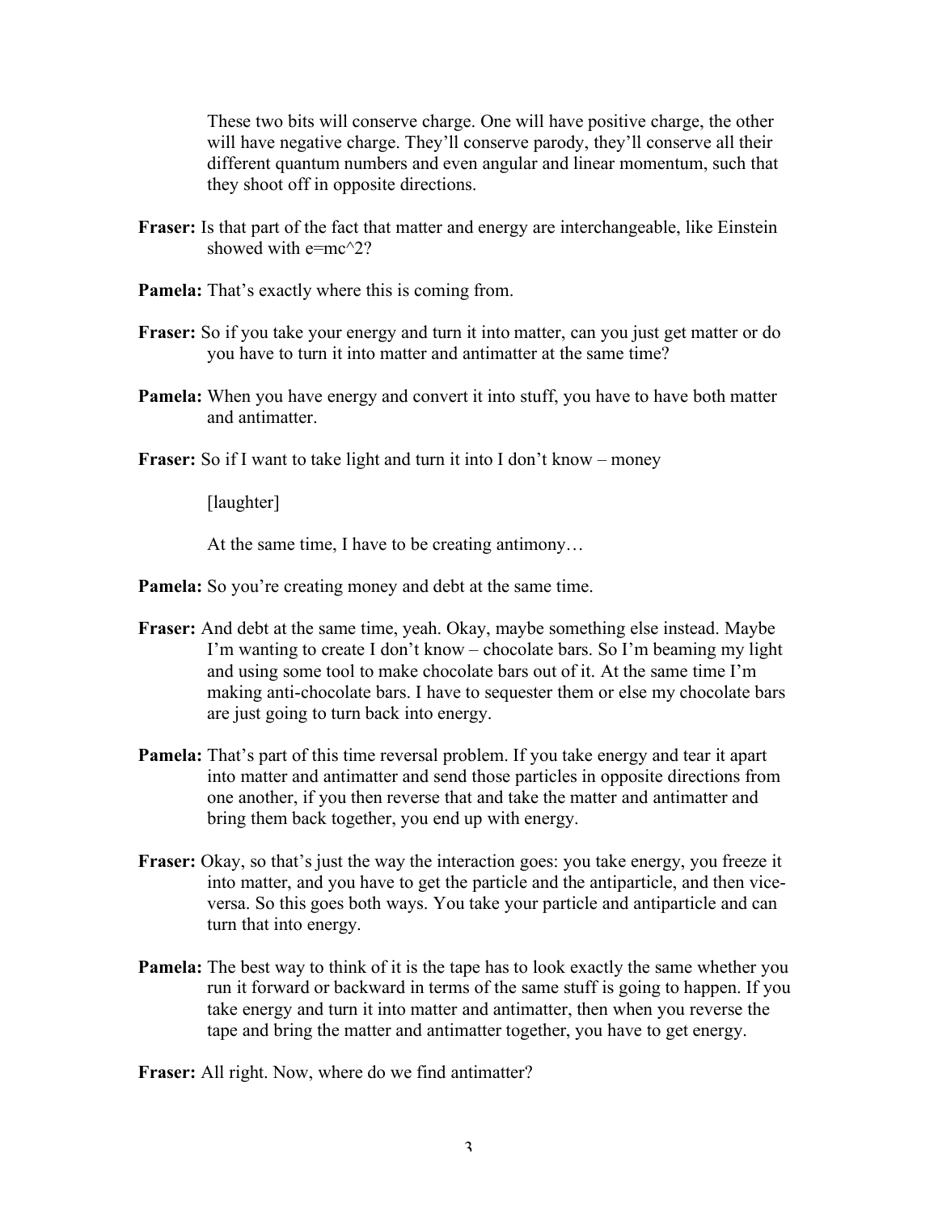These two bits will conserve charge. One will have positive charge, the other will have negative charge. They'll conserve parody, they'll conserve all their different quantum numbers and even angular and linear momentum, such that they shoot off in opposite directions.

**Fraser:** Is that part of the fact that matter and energy are interchangeable, like Einstein showed with e=mc^2?

**Pamela:** That's exactly where this is coming from.

**Fraser:** So if you take your energy and turn it into matter, can you just get matter or do you have to turn it into matter and antimatter at the same time?

**Pamela:** When you have energy and convert it into stuff, you have to have both matter and antimatter.

**Fraser:** So if I want to take light and turn it into I don't know – money

[laughter]

At the same time, I have to be creating antimony…

**Pamela:** So you're creating money and debt at the same time.

**Fraser:** And debt at the same time, yeah. Okay, maybe something else instead. Maybe I'm wanting to create I don't know – chocolate bars. So I'm beaming my light and using some tool to make chocolate bars out of it. At the same time I'm making anti-chocolate bars. I have to sequester them or else my chocolate bars are just going to turn back into energy.

**Pamela:** That's part of this time reversal problem. If you take energy and tear it apart into matter and antimatter and send those particles in opposite directions from one another, if you then reverse that and take the matter and antimatter and bring them back together, you end up with energy.

**Fraser:** Okay, so that's just the way the interaction goes: you take energy, you freeze it into matter, and you have to get the particle and the antiparticle, and then vice-versa. So this goes both ways. You take your particle and antiparticle and can turn that into energy.

**Pamela:** The best way to think of it is the tape has to look exactly the same whether you run it forward or backward in terms of the same stuff is going to happen. If you take energy and turn it into matter and antimatter, then when you reverse the tape and bring the matter and antimatter together, you have to get energy.

**Fraser:** All right. Now, where do we find antimatter?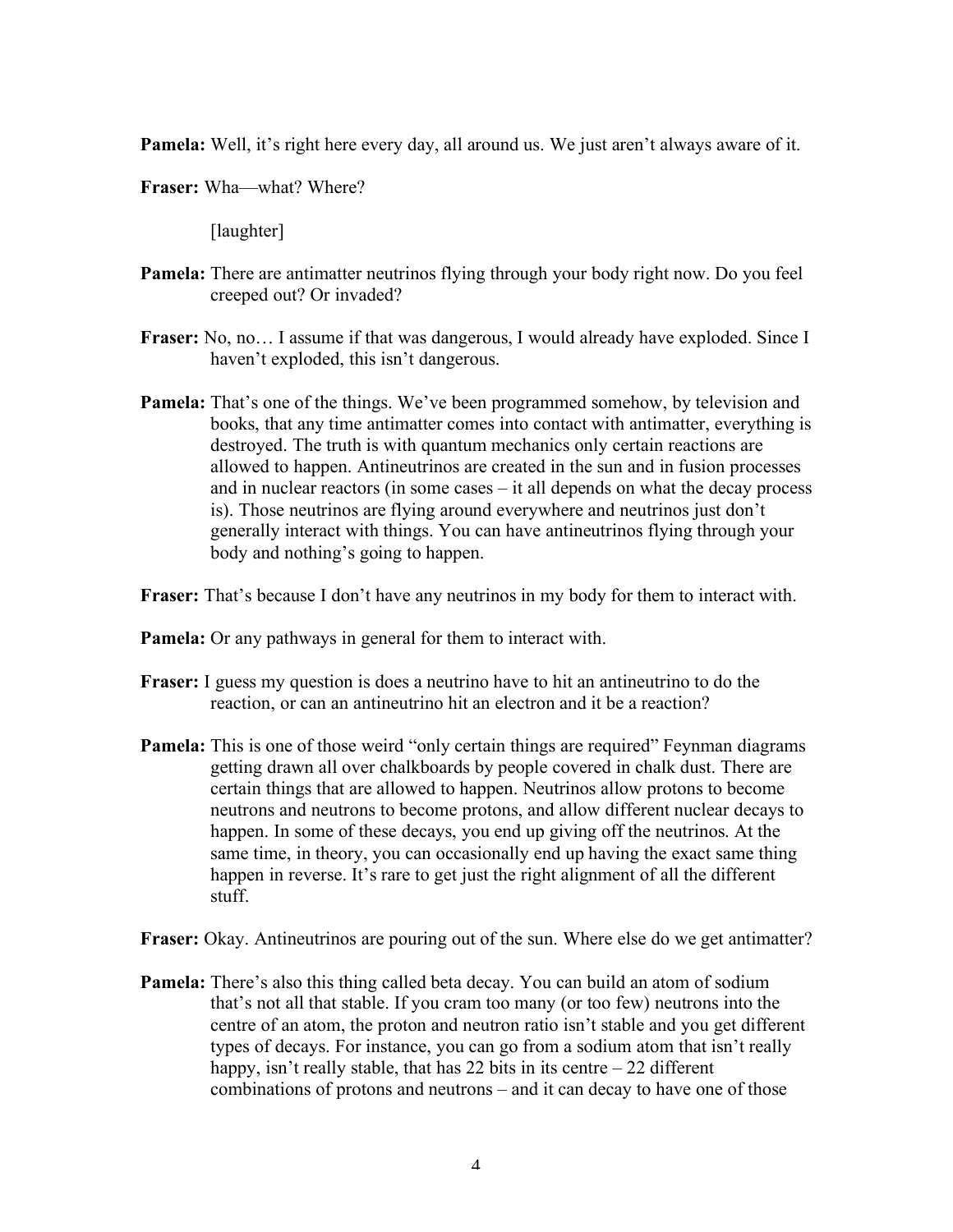**Pamela:** Well, it's right here every day, all around us. We just aren't always aware of it.

**Fraser:** Wha—what? Where?

[laughter]

**Pamela:** There are antimatter neutrinos flying through your body right now. Do you feel creeped out? Or invaded?

**Fraser:** No, no… I assume if that was dangerous, I would already have exploded. Since I haven't exploded, this isn't dangerous.

**Pamela:** That's one of the things. We've been programmed somehow, by television and books, that any time antimatter comes into contact with antimatter, everything is destroyed. The truth is with quantum mechanics only certain reactions are allowed to happen. Antineutrinos are created in the sun and in fusion processes and in nuclear reactors (in some cases – it all depends on what the decay process is). Those neutrinos are flying around everywhere and neutrinos just don't generally interact with things. You can have antineutrinos flying through your body and nothing's going to happen.

**Fraser:** That's because I don't have any neutrinos in my body for them to interact with.

**Pamela:** Or any pathways in general for them to interact with.

**Fraser:** I guess my question is does a neutrino have to hit an antineutrino to do the reaction, or can an antineutrino hit an electron and it be a reaction?

**Pamela:** This is one of those weird "only certain things are required" Feynman diagrams getting drawn all over chalkboards by people covered in chalk dust. There are certain things that are allowed to happen. Neutrinos allow protons to become neutrons and neutrons to become protons, and allow different nuclear decays to happen. In some of these decays, you end up giving off the neutrinos. At the same time, in theory, you can occasionally end up having the exact same thing happen in reverse. It's rare to get just the right alignment of all the different stuff.

**Fraser:** Okay. Antineutrinos are pouring out of the sun. Where else do we get antimatter?

**Pamela:** There's also this thing called beta decay. You can build an atom of sodium that's not all that stable. If you cram too many (or too few) neutrons into the centre of an atom, the proton and neutron ratio isn't stable and you get different types of decays. For instance, you can go from a sodium atom that isn't really happy, isn't really stable, that has 22 bits in its centre – 22 different combinations of protons and neutrons – and it can decay to have one of those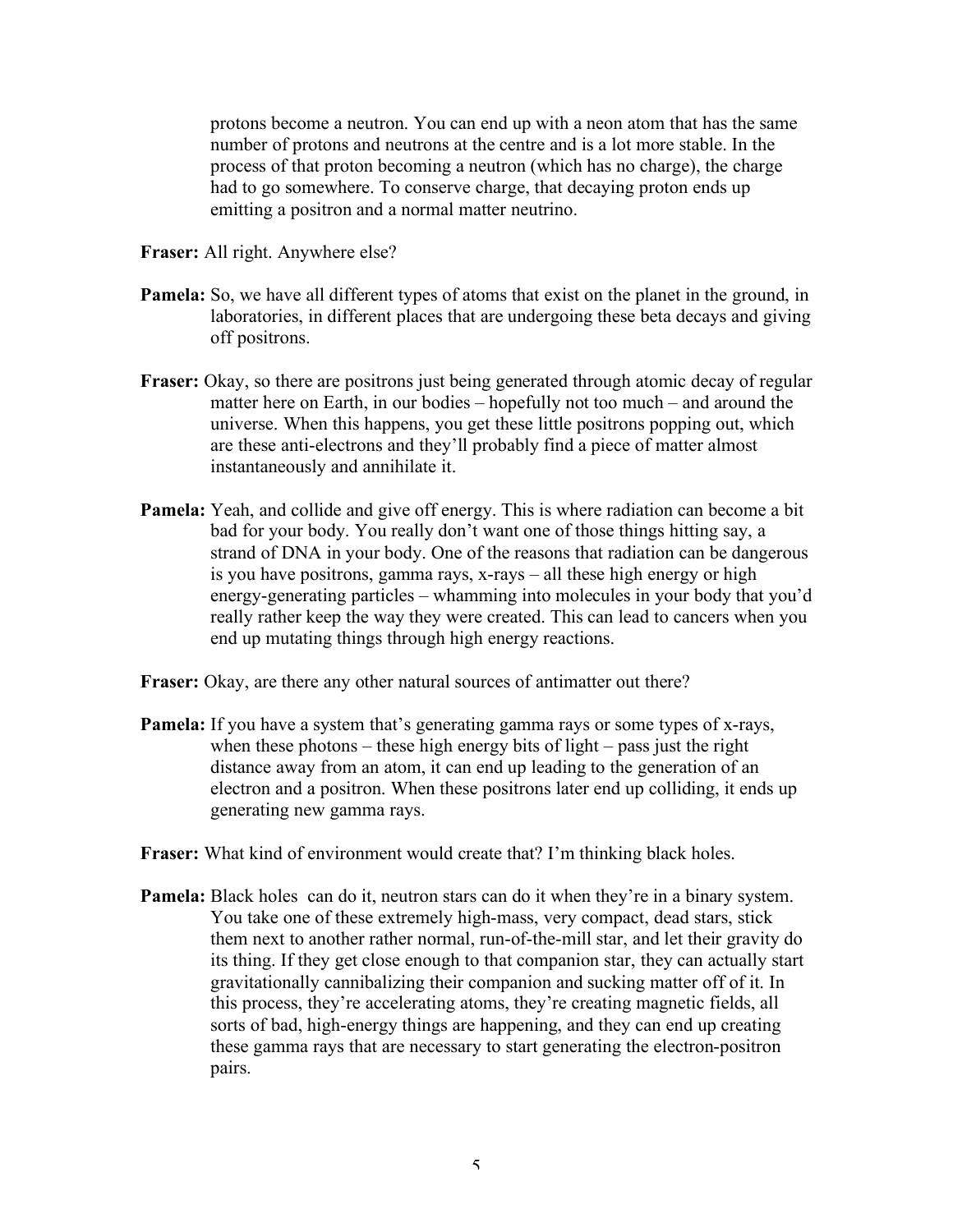protons become a neutron. You can end up with a neon atom that has the same number of protons and neutrons at the centre and is a lot more stable. In the process of that proton becoming a neutron (which has no charge), the charge had to go somewhere. To conserve charge, that decaying proton ends up emitting a positron and a normal matter neutrino.

**Fraser:** All right. Anywhere else?

**Pamela:** So, we have all different types of atoms that exist on the planet in the ground, in laboratories, in different places that are undergoing these beta decays and giving off positrons.

**Fraser:** Okay, so there are positrons just being generated through atomic decay of regular matter here on Earth, in our bodies – hopefully not too much – and around the universe. When this happens, you get these little positrons popping out, which are these anti-electrons and they'll probably find a piece of matter almost instantaneously and annihilate it.

**Pamela:** Yeah, and collide and give off energy. This is where radiation can become a bit bad for your body. You really don't want one of those things hitting say, a strand of DNA in your body. One of the reasons that radiation can be dangerous is you have positrons, gamma rays, x-rays – all these high energy or high energy-generating particles – whamming into molecules in your body that you'd really rather keep the way they were created. This can lead to cancers when you end up mutating things through high energy reactions.

**Fraser:** Okay, are there any other natural sources of antimatter out there?

**Pamela:** If you have a system that's generating gamma rays or some types of x-rays, when these photons – these high energy bits of light – pass just the right distance away from an atom, it can end up leading to the generation of an electron and a positron. When these positrons later end up colliding, it ends up generating new gamma rays.

**Fraser:** What kind of environment would create that? I'm thinking black holes.

**Pamela:** Black holes can do it, neutron stars can do it when they're in a binary system. You take one of these extremely high-mass, very compact, dead stars, stick them next to another rather normal, run-of-the-mill star, and let their gravity do its thing. If they get close enough to that companion star, they can actually start gravitationally cannibalizing their companion and sucking matter off of it. In this process, they're accelerating atoms, they're creating magnetic fields, all sorts of bad, high-energy things are happening, and they can end up creating these gamma rays that are necessary to start generating the electron-positron pairs.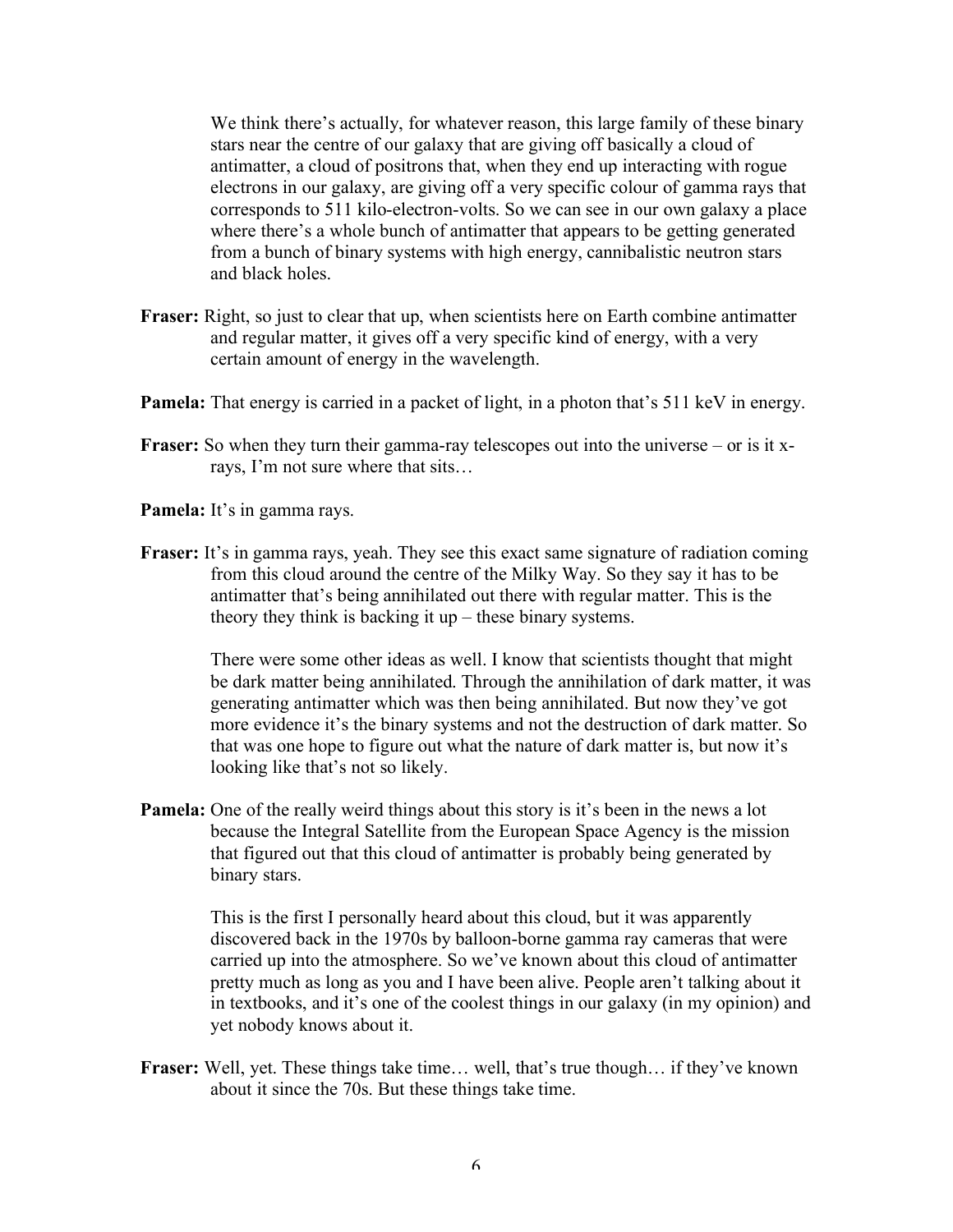We think there's actually, for whatever reason, this large family of these binary stars near the centre of our galaxy that are giving off basically a cloud of antimatter, a cloud of positrons that, when they end up interacting with rogue electrons in our galaxy, are giving off a very specific colour of gamma rays that corresponds to 511 kilo-electron-volts. So we can see in our own galaxy a place where there's a whole bunch of antimatter that appears to be getting generated from a bunch of binary systems with high energy, cannibalistic neutron stars and black holes.

**Fraser:** Right, so just to clear that up, when scientists here on Earth combine antimatter and regular matter, it gives off a very specific kind of energy, with a very certain amount of energy in the wavelength.

**Pamela:** That energy is carried in a packet of light, in a photon that's 511 keV in energy.

**Fraser:** So when they turn their gamma-ray telescopes out into the universe – or is it x-rays, I'm not sure where that sits…

**Pamela:** It's in gamma rays.

**Fraser:** It's in gamma rays, yeah. They see this exact same signature of radiation coming from this cloud around the centre of the Milky Way. So they say it has to be antimatter that's being annihilated out there with regular matter. This is the theory they think is backing it up – these binary systems.

There were some other ideas as well. I know that scientists thought that might be dark matter being annihilated. Through the annihilation of dark matter, it was generating antimatter which was then being annihilated. But now they've got more evidence it's the binary systems and not the destruction of dark matter. So that was one hope to figure out what the nature of dark matter is, but now it's looking like that's not so likely.

**Pamela:** One of the really weird things about this story is it's been in the news a lot because the Integral Satellite from the European Space Agency is the mission that figured out that this cloud of antimatter is probably being generated by binary stars.

This is the first I personally heard about this cloud, but it was apparently discovered back in the 1970s by balloon-borne gamma ray cameras that were carried up into the atmosphere. So we've known about this cloud of antimatter pretty much as long as you and I have been alive. People aren't talking about it in textbooks, and it's one of the coolest things in our galaxy (in my opinion) and yet nobody knows about it.

**Fraser:** Well, yet. These things take time… well, that's true though… if they've known about it since the 70s. But these things take time.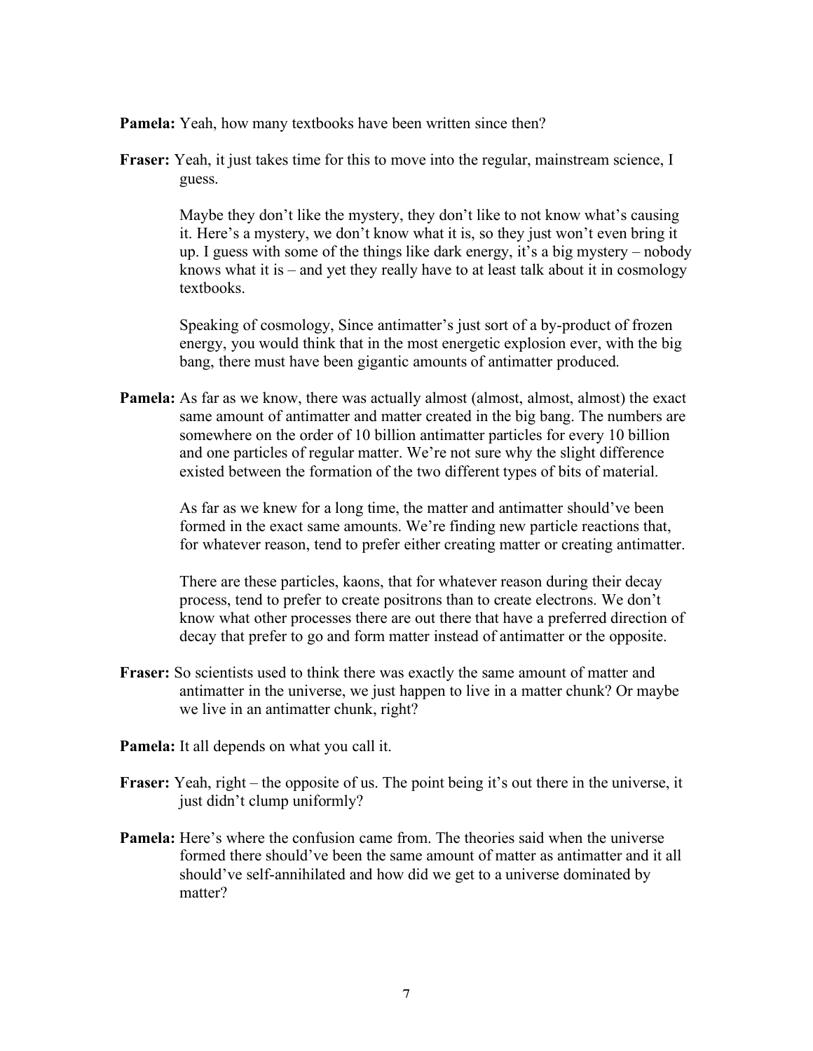**Pamela:** Yeah, how many textbooks have been written since then?

**Fraser:** Yeah, it just takes time for this to move into the regular, mainstream science, I guess.

Maybe they don't like the mystery, they don't like to not know what's causing it. Here's a mystery, we don't know what it is, so they just won't even bring it up. I guess with some of the things like dark energy, it's a big mystery – nobody knows what it is – and yet they really have to at least talk about it in cosmology textbooks.

Speaking of cosmology, Since antimatter's just sort of a by-product of frozen energy, you would think that in the most energetic explosion ever, with the big bang, there must have been gigantic amounts of antimatter produced.

**Pamela:** As far as we know, there was actually almost (almost, almost, almost) the exact same amount of antimatter and matter created in the big bang. The numbers are somewhere on the order of 10 billion antimatter particles for every 10 billion and one particles of regular matter. We're not sure why the slight difference existed between the formation of the two different types of bits of material.

As far as we knew for a long time, the matter and antimatter should've been formed in the exact same amounts. We're finding new particle reactions that, for whatever reason, tend to prefer either creating matter or creating antimatter.

There are these particles, kaons, that for whatever reason during their decay process, tend to prefer to create positrons than to create electrons. We don't know what other processes there are out there that have a preferred direction of decay that prefer to go and form matter instead of antimatter or the opposite.

**Fraser:** So scientists used to think there was exactly the same amount of matter and antimatter in the universe, we just happen to live in a matter chunk? Or maybe we live in an antimatter chunk, right?

**Pamela:** It all depends on what you call it.

**Fraser:** Yeah, right – the opposite of us. The point being it's out there in the universe, it just didn't clump uniformly?

**Pamela:** Here's where the confusion came from. The theories said when the universe formed there should've been the same amount of matter as antimatter and it all should've self-annihilated and how did we get to a universe dominated by matter?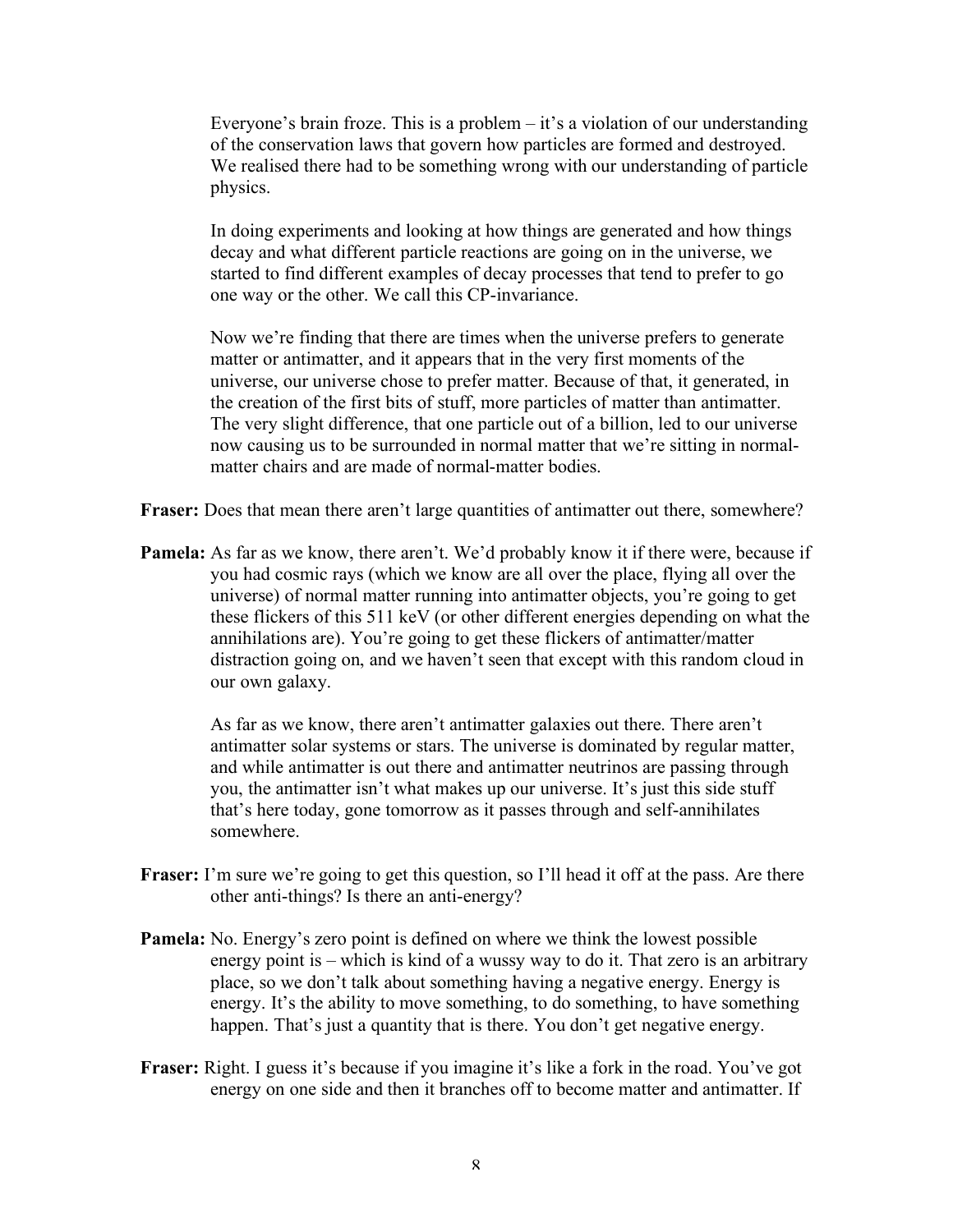Everyone's brain froze. This is a problem – it's a violation of our understanding of the conservation laws that govern how particles are formed and destroyed. We realised there had to be something wrong with our understanding of particle physics.

In doing experiments and looking at how things are generated and how things decay and what different particle reactions are going on in the universe, we started to find different examples of decay processes that tend to prefer to go one way or the other. We call this CP-invariance.

Now we're finding that there are times when the universe prefers to generate matter or antimatter, and it appears that in the very first moments of the universe, our universe chose to prefer matter. Because of that, it generated, in the creation of the first bits of stuff, more particles of matter than antimatter. The very slight difference, that one particle out of a billion, led to our universe now causing us to be surrounded in normal matter that we're sitting in normal-matter chairs and are made of normal-matter bodies.

**Fraser:** Does that mean there aren't large quantities of antimatter out there, somewhere?

**Pamela:** As far as we know, there aren't. We'd probably know it if there were, because if you had cosmic rays (which we know are all over the place, flying all over the universe) of normal matter running into antimatter objects, you're going to get these flickers of this 511 keV (or other different energies depending on what the annihilations are). You're going to get these flickers of antimatter/matter distraction going on, and we haven't seen that except with this random cloud in our own galaxy.

As far as we know, there aren't antimatter galaxies out there. There aren't antimatter solar systems or stars. The universe is dominated by regular matter, and while antimatter is out there and antimatter neutrinos are passing through you, the antimatter isn't what makes up our universe. It's just this side stuff that's here today, gone tomorrow as it passes through and self-annihilates somewhere.

**Fraser:** I'm sure we're going to get this question, so I'll head it off at the pass. Are there other anti-things? Is there an anti-energy?

**Pamela:** No. Energy's zero point is defined on where we think the lowest possible energy point is – which is kind of a wussy way to do it. That zero is an arbitrary place, so we don't talk about something having a negative energy. Energy is energy. It's the ability to move something, to do something, to have something happen. That's just a quantity that is there. You don't get negative energy.

**Fraser:** Right. I guess it's because if you imagine it's like a fork in the road. You've got energy on one side and then it branches off to become matter and antimatter. If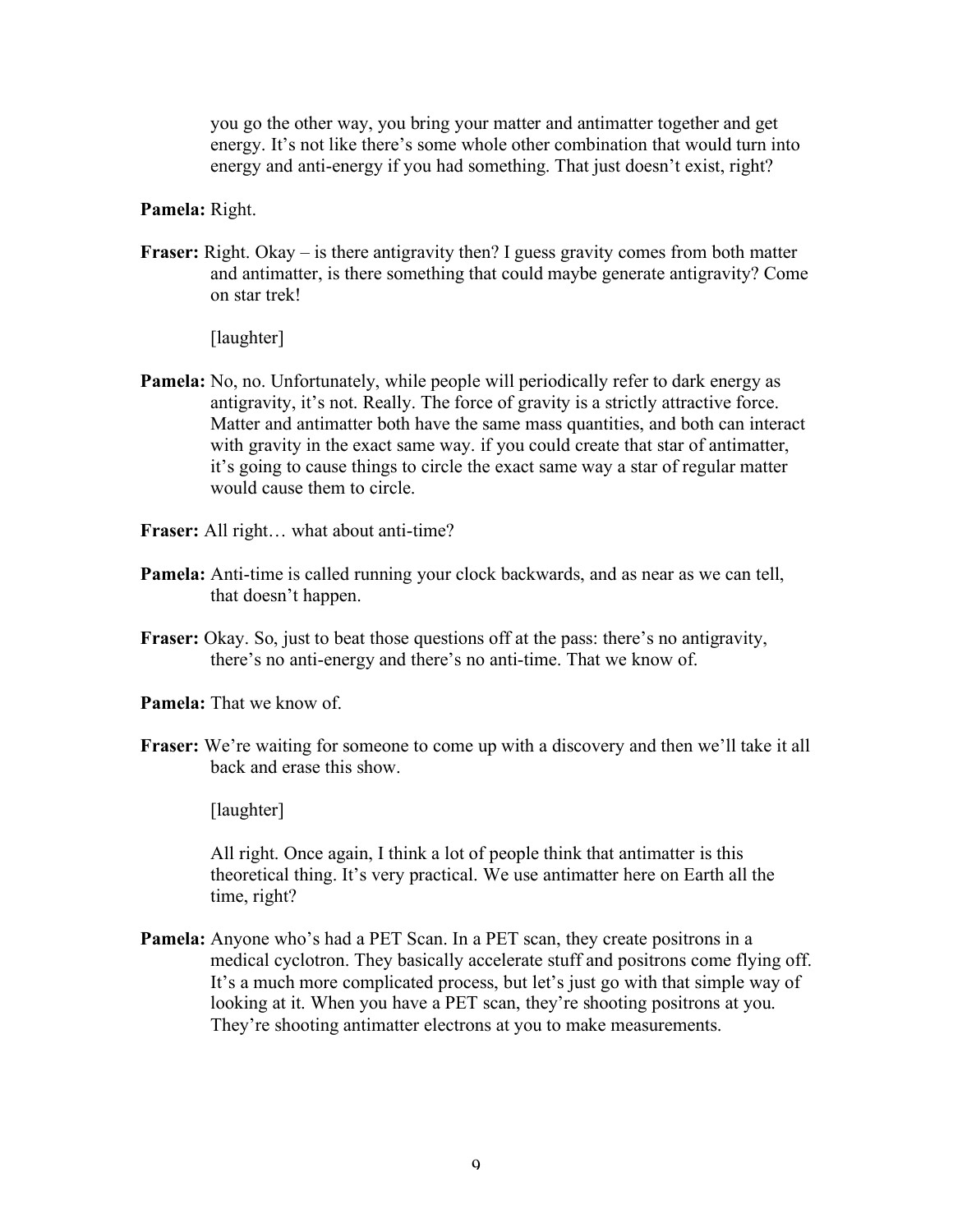you go the other way, you bring your matter and antimatter together and get energy. It's not like there's some whole other combination that would turn into energy and anti-energy if you had something. That just doesn't exist, right?

**Pamela:** Right.

**Fraser:** Right. Okay – is there antigravity then? I guess gravity comes from both matter and antimatter, is there something that could maybe generate antigravity? Come on star trek!

[laughter]

**Pamela:** No, no. Unfortunately, while people will periodically refer to dark energy as antigravity, it's not. Really. The force of gravity is a strictly attractive force. Matter and antimatter both have the same mass quantities, and both can interact with gravity in the exact same way. if you could create that star of antimatter, it's going to cause things to circle the exact same way a star of regular matter would cause them to circle.

**Fraser:** All right… what about anti-time?

**Pamela:** Anti-time is called running your clock backwards, and as near as we can tell, that doesn't happen.

**Fraser:** Okay. So, just to beat those questions off at the pass: there's no antigravity, there's no anti-energy and there's no anti-time. That we know of.

**Pamela:** That we know of.

**Fraser:** We're waiting for someone to come up with a discovery and then we'll take it all back and erase this show.

[laughter]

All right. Once again, I think a lot of people think that antimatter is this theoretical thing. It's very practical. We use antimatter here on Earth all the time, right?

**Pamela:** Anyone who's had a PET Scan. In a PET scan, they create positrons in a medical cyclotron. They basically accelerate stuff and positrons come flying off. It's a much more complicated process, but let's just go with that simple way of looking at it. When you have a PET scan, they're shooting positrons at you. They're shooting antimatter electrons at you to make measurements.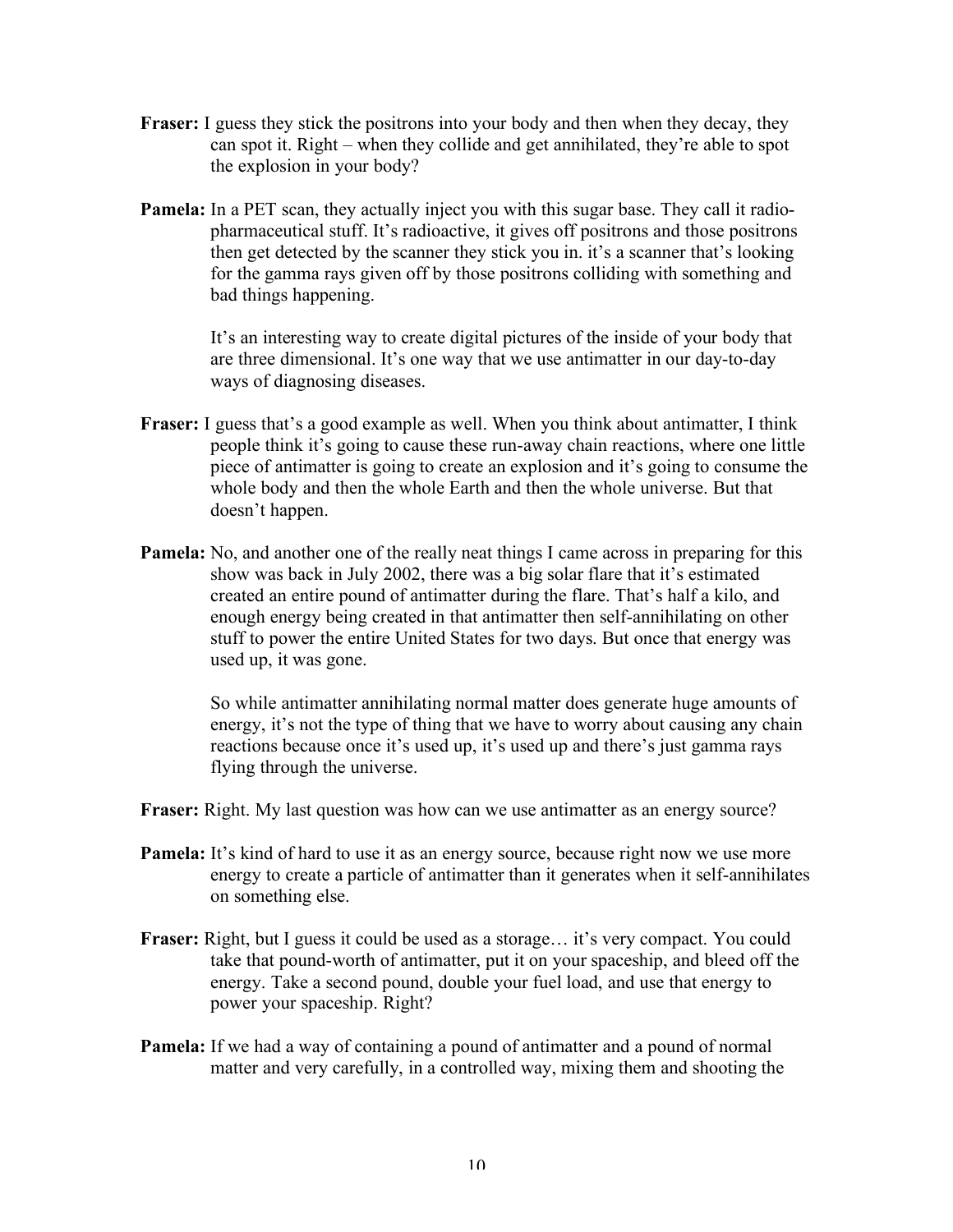**Fraser:** I guess they stick the positrons into your body and then when they decay, they can spot it. Right – when they collide and get annihilated, they're able to spot the explosion in your body?

**Pamela:** In a PET scan, they actually inject you with this sugar base. They call it radio-pharmaceutical stuff. It's radioactive, it gives off positrons and those positrons then get detected by the scanner they stick you in. it's a scanner that's looking for the gamma rays given off by those positrons colliding with something and bad things happening.

It's an interesting way to create digital pictures of the inside of your body that are three dimensional. It's one way that we use antimatter in our day-to-day ways of diagnosing diseases.

**Fraser:** I guess that's a good example as well. When you think about antimatter, I think people think it's going to cause these run-away chain reactions, where one little piece of antimatter is going to create an explosion and it's going to consume the whole body and then the whole Earth and then the whole universe. But that doesn't happen.

**Pamela:** No, and another one of the really neat things I came across in preparing for this show was back in July 2002, there was a big solar flare that it's estimated created an entire pound of antimatter during the flare. That's half a kilo, and enough energy being created in that antimatter then self-annihilating on other stuff to power the entire United States for two days. But once that energy was used up, it was gone.

So while antimatter annihilating normal matter does generate huge amounts of energy, it's not the type of thing that we have to worry about causing any chain reactions because once it's used up, it's used up and there's just gamma rays flying through the universe.

**Fraser:** Right. My last question was how can we use antimatter as an energy source?

**Pamela:** It's kind of hard to use it as an energy source, because right now we use more energy to create a particle of antimatter than it generates when it self-annihilates on something else.

**Fraser:** Right, but I guess it could be used as a storage… it's very compact. You could take that pound-worth of antimatter, put it on your spaceship, and bleed off the energy. Take a second pound, double your fuel load, and use that energy to power your spaceship. Right?

**Pamela:** If we had a way of containing a pound of antimatter and a pound of normal matter and very carefully, in a controlled way, mixing them and shooting the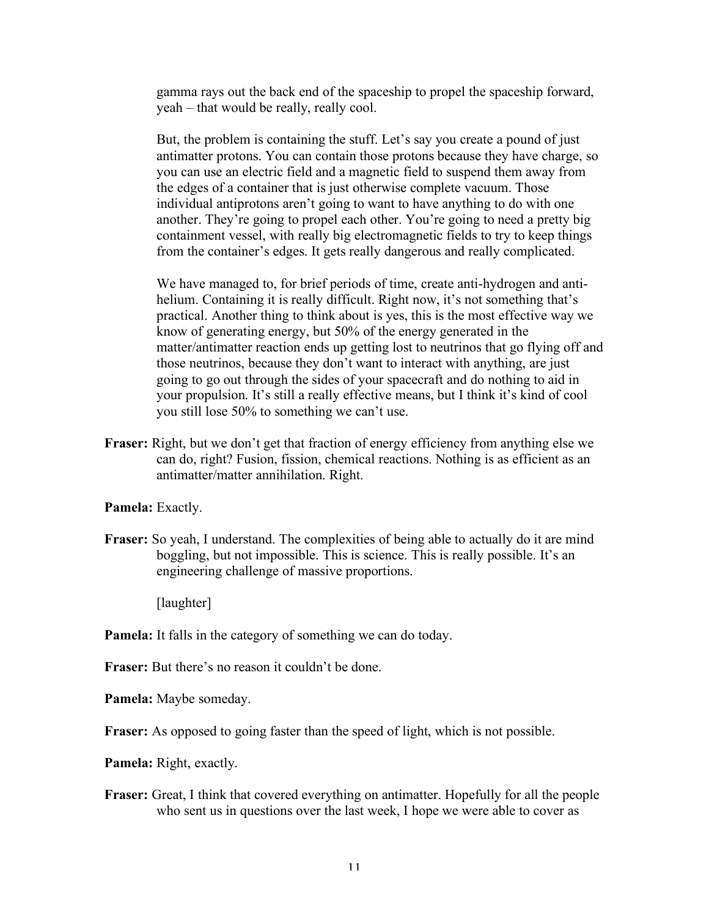gamma rays out the back end of the spaceship to propel the spaceship forward, yeah – that would be really, really cool.

But, the problem is containing the stuff. Let's say you create a pound of just antimatter protons. You can contain those protons because they have charge, so you can use an electric field and a magnetic field to suspend them away from the edges of a container that is just otherwise complete vacuum. Those individual antiprotons aren't going to want to have anything to do with one another. They're going to propel each other. You're going to need a pretty big containment vessel, with really big electromagnetic fields to try to keep things from the container's edges. It gets really dangerous and really complicated.

We have managed to, for brief periods of time, create anti-hydrogen and anti-helium. Containing it is really difficult. Right now, it's not something that's practical. Another thing to think about is yes, this is the most effective way we know of generating energy, but 50% of the energy generated in the matter/antimatter reaction ends up getting lost to neutrinos that go flying off and those neutrinos, because they don't want to interact with anything, are just going to go out through the sides of your spacecraft and do nothing to aid in your propulsion. It's still a really effective means, but I think it's kind of cool you still lose 50% to something we can't use.

**Fraser:** Right, but we don't get that fraction of energy efficiency from anything else we can do, right? Fusion, fission, chemical reactions. Nothing is as efficient as an antimatter/matter annihilation. Right.

**Pamela:** Exactly.

**Fraser:** So yeah, I understand. The complexities of being able to actually do it are mind boggling, but not impossible. This is science. This is really possible. It's an engineering challenge of massive proportions.

[laughter]

**Pamela:** It falls in the category of something we can do today.

**Fraser:** But there's no reason it couldn't be done.

**Pamela:** Maybe someday.

**Fraser:** As opposed to going faster than the speed of light, which is not possible.

**Pamela:** Right, exactly.

**Fraser:** Great, I think that covered everything on antimatter. Hopefully for all the people who sent us in questions over the last week, I hope we were able to cover as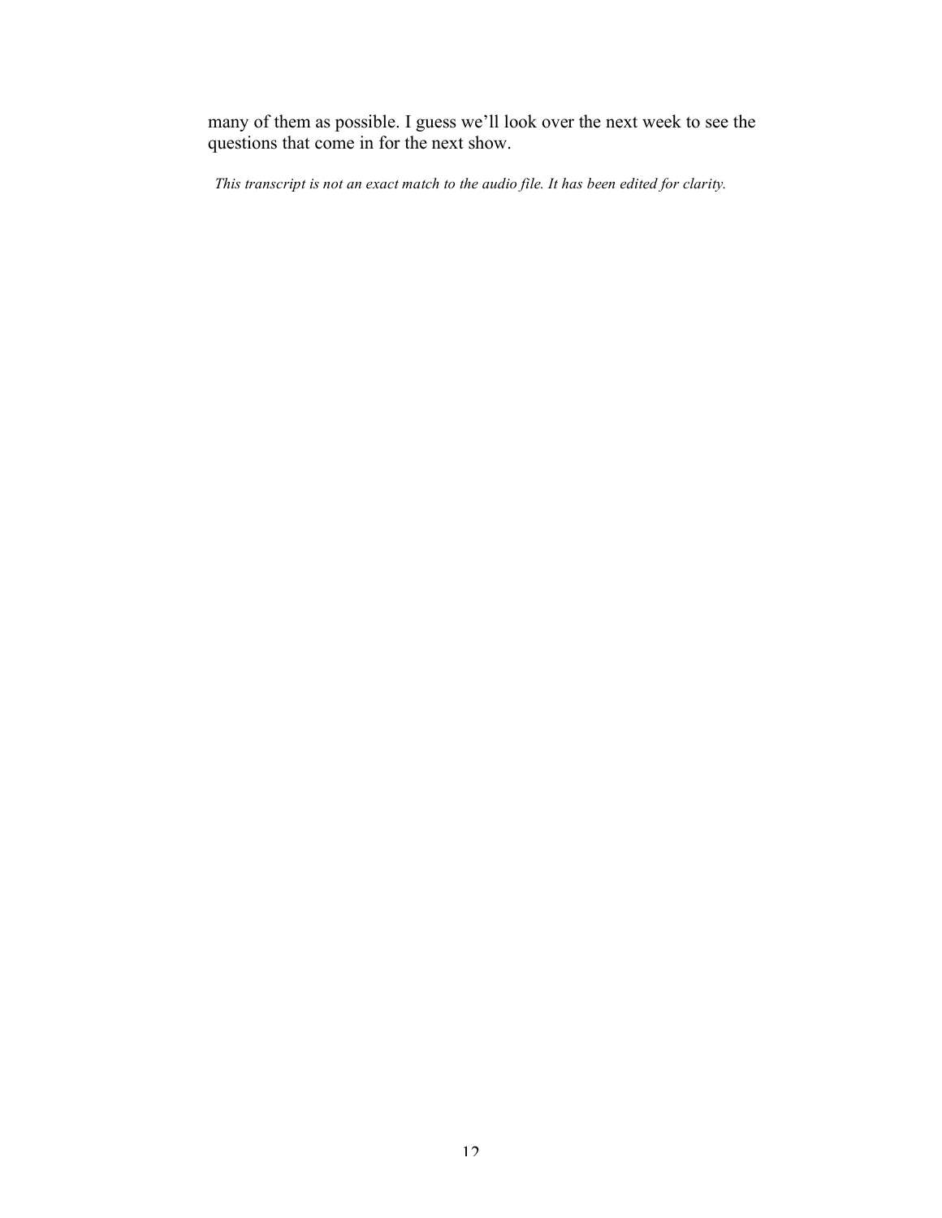many of them as possible. I guess we'll look over the next week to see the questions that come in for the next show.

*This transcript is not an exact match to the audio file. It has been edited for clarity.*